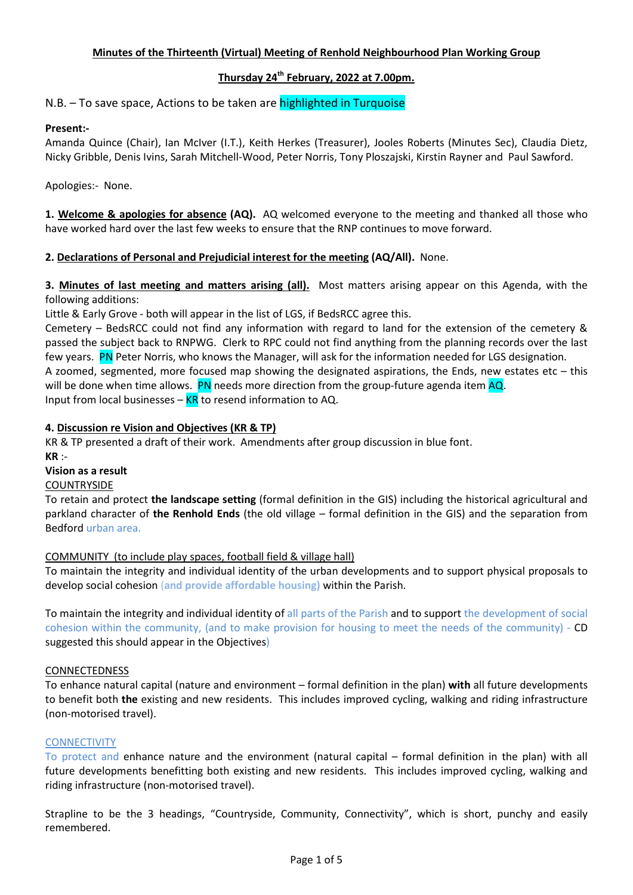**Minutes of the Thirteenth (Virtual) Meeting of Renhold Neighbourhood Plan Working Group**

**Thursday 24th February, 2022 at 7.00pm.**

N.B. – To save space, Actions to be taken are highlighted in Turquoise

**Present:-**
Amanda Quince (Chair), Ian McIver (I.T.), Keith Herkes (Treasurer), Jooles Roberts (Minutes Sec), Claudia Dietz, Nicky Gribble, Denis Ivins, Sarah Mitchell-Wood, Peter Norris, Tony Ploszajski, Kirstin Rayner and Paul Sawford.

Apologies:- None.

**1. Welcome & apologies for absence (AQ).** AQ welcomed everyone to the meeting and thanked all those who have worked hard over the last few weeks to ensure that the RNP continues to move forward.

**2. Declarations of Personal and Prejudicial interest for the meeting (AQ/All).** None.

**3. Minutes of last meeting and matters arising (all).** Most matters arising appear on this Agenda, with the following additions:
Little & Early Grove - both will appear in the list of LGS, if BedsRCC agree this.
Cemetery – BedsRCC could not find any information with regard to land for the extension of the cemetery & passed the subject back to RNPWG. Clerk to RPC could not find anything from the planning records over the last few years. PN Peter Norris, who knows the Manager, will ask for the information needed for LGS designation.
A zoomed, segmented, more focused map showing the designated aspirations, the Ends, new estates etc – this will be done when time allows. PN needs more direction from the group-future agenda item AQ.
Input from local businesses – KR to resend information to AQ.

**4. Discussion re Vision and Objectives (KR & TP)**
KR & TP presented a draft of their work. Amendments after group discussion in blue font.
**KR** :-
**Vision as a result**
COUNTRYSIDE
To retain and protect **the landscape setting** (formal definition in the GIS) including the historical agricultural and parkland character of **the Renhold Ends** (the old village – formal definition in the GIS) and the separation from Bedford urban area.

COMMUNITY (to include play spaces, football field & village hall)
To maintain the integrity and individual identity of the urban developments and to support physical proposals to develop social cohesion (**and provide affordable housing)** within the Parish.

To maintain the integrity and individual identity of all parts of the Parish and to support the development of social cohesion within the community, (and to make provision for housing to meet the needs of the community) - CD suggested this should appear in the Objectives)

CONNECTEDNESS
To enhance natural capital (nature and environment – formal definition in the plan) **with** all future developments to benefit both **the** existing and new residents. This includes improved cycling, walking and riding infrastructure (non-motorised travel).

CONNECTIVITY
To protect and enhance nature and the environment (natural capital – formal definition in the plan) with all future developments benefitting both existing and new residents. This includes improved cycling, walking and riding infrastructure (non-motorised travel).

Strapline to be the 3 headings, "Countryside, Community, Connectivity", which is short, punchy and easily remembered.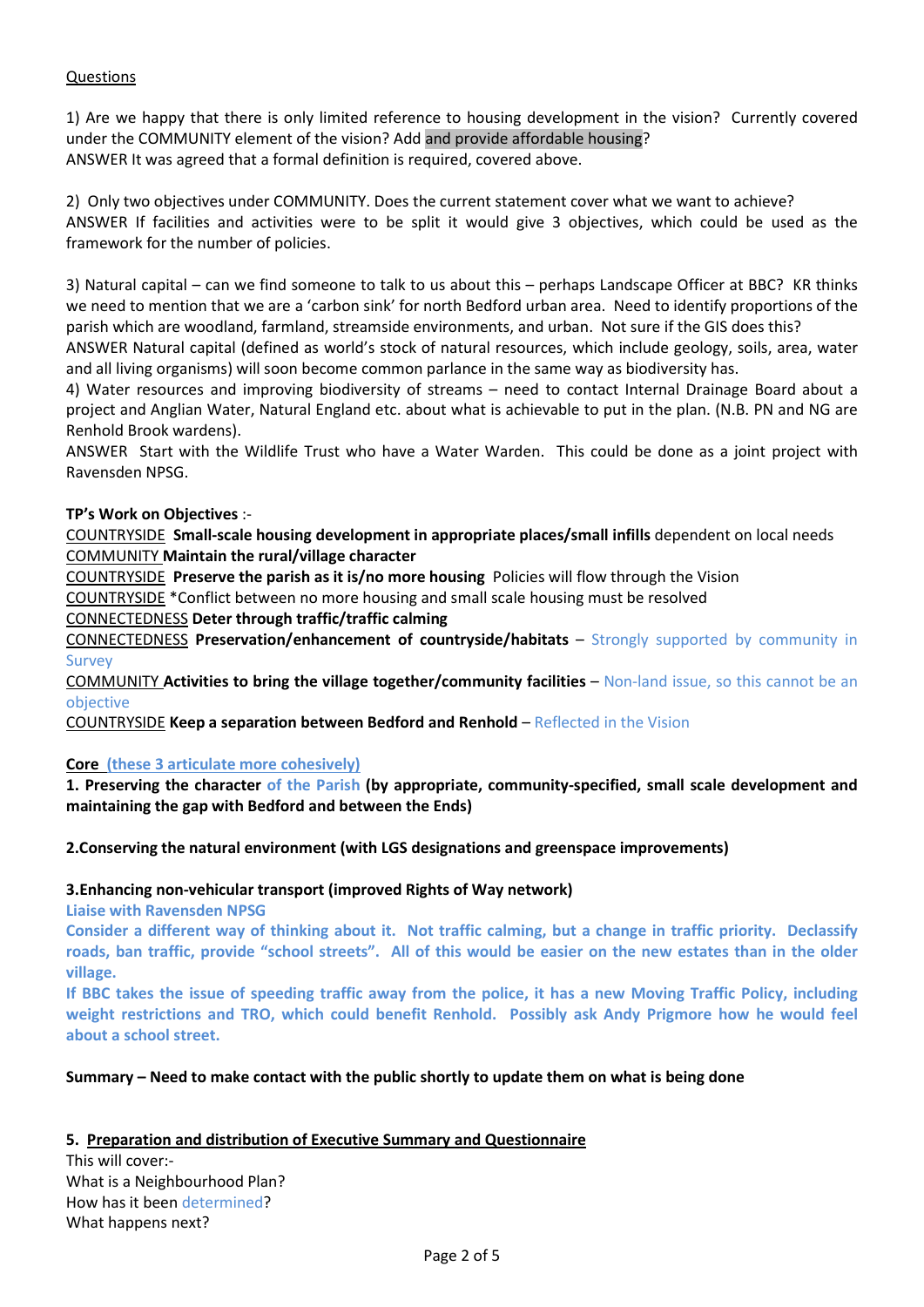Questions

1) Are we happy that there is only limited reference to housing development in the vision? Currently covered under the COMMUNITY element of the vision? Add and provide affordable housing?
ANSWER It was agreed that a formal definition is required, covered above.

2) Only two objectives under COMMUNITY. Does the current statement cover what we want to achieve?
ANSWER If facilities and activities were to be split it would give 3 objectives, which could be used as the framework for the number of policies.

3) Natural capital – can we find someone to talk to us about this – perhaps Landscape Officer at BBC? KR thinks we need to mention that we are a 'carbon sink' for north Bedford urban area. Need to identify proportions of the parish which are woodland, farmland, streamside environments, and urban. Not sure if the GIS does this?
ANSWER Natural capital (defined as world's stock of natural resources, which include geology, soils, area, water and all living organisms) will soon become common parlance in the same way as biodiversity has.

4) Water resources and improving biodiversity of streams – need to contact Internal Drainage Board about a project and Anglian Water, Natural England etc. about what is achievable to put in the plan. (N.B. PN and NG are Renhold Brook wardens).
ANSWER Start with the Wildlife Trust who have a Water Warden. This could be done as a joint project with Ravensden NPSG.

**TP's Work on Objectives** :-

COUNTRYSIDE **Small-scale housing development in appropriate places/small infills** dependent on local needs
COMMUNITY **Maintain the rural/village character**
COUNTRYSIDE **Preserve the parish as it is/no more housing** Policies will flow through the Vision
COUNTRYSIDE *Conflict between no more housing and small scale housing must be resolved
CONNECTEDNESS **Deter through traffic/traffic calming**
CONNECTEDNESS **Preservation/enhancement of countryside/habitats** – Strongly supported by community in Survey
COMMUNITY **Activities to bring the village together/community facilities** – Non-land issue, so this cannot be an objective
COUNTRYSIDE **Keep a separation between Bedford and Renhold** – Reflected in the Vision

**Core (these 3 articulate more cohesively)**

**1. Preserving the character of the Parish (by appropriate, community-specified, small scale development and maintaining the gap with Bedford and between the Ends)**

**2.Conserving the natural environment (with LGS designations and greenspace improvements)**

**3.Enhancing non-vehicular transport (improved Rights of Way network)**

**Liaise with Ravensden NPSG**

**Consider a different way of thinking about it. Not traffic calming, but a change in traffic priority. Declassify roads, ban traffic, provide "school streets". All of this would be easier on the new estates than in the older village.**

**If BBC takes the issue of speeding traffic away from the police, it has a new Moving Traffic Policy, including weight restrictions and TRO, which could benefit Renhold. Possibly ask Andy Prigmore how he would feel about a school street.**

**Summary – Need to make contact with the public shortly to update them on what is being done**

## 5. Preparation and distribution of Executive Summary and Questionnaire

This will cover:-
What is a Neighbourhood Plan?
How has it been determined?
What happens next?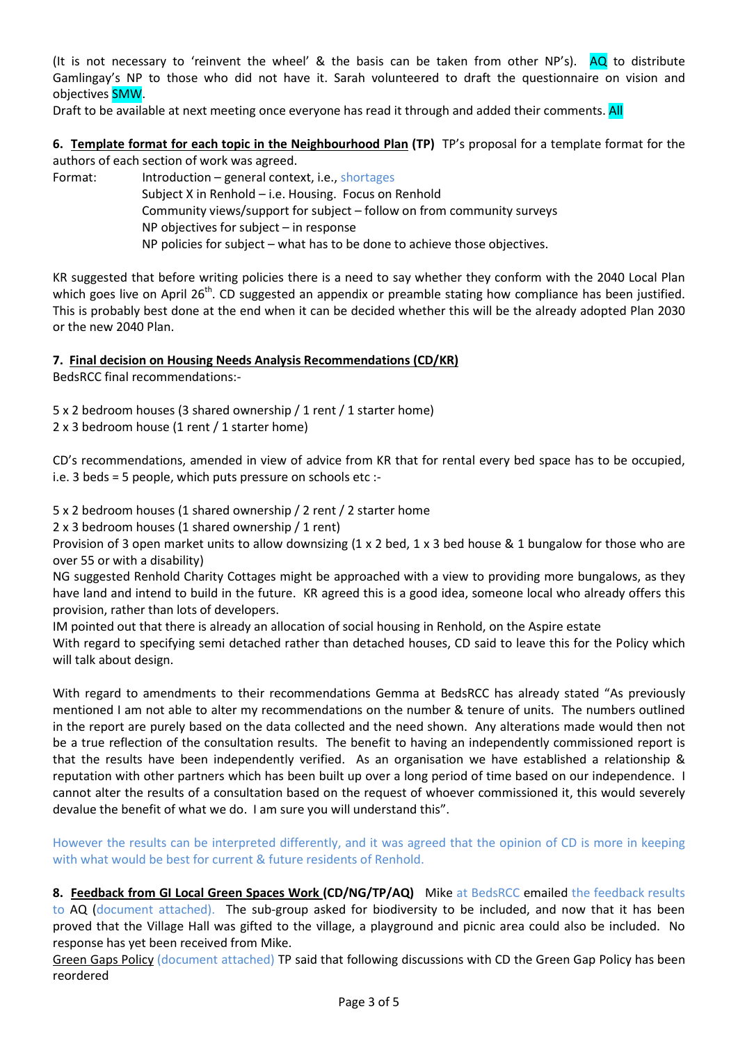(It is not necessary to 'reinvent the wheel' & the basis can be taken from other NP's). AQ to distribute Gamlingay's NP to those who did not have it. Sarah volunteered to draft the questionnaire on vision and objectives SMW.
Draft to be available at next meeting once everyone has read it through and added their comments. All

**6. Template format for each topic in the Neighbourhood Plan (TP)** TP's proposal for a template format for the authors of each section of work was agreed.

Format:
- Introduction – general context, i.e., shortages
- Subject X in Renhold – i.e. Housing. Focus on Renhold
- Community views/support for subject – follow on from community surveys
- NP objectives for subject – in response
- NP policies for subject – what has to be done to achieve those objectives.

KR suggested that before writing policies there is a need to say whether they conform with the 2040 Local Plan which goes live on April 26th. CD suggested an appendix or preamble stating how compliance has been justified. This is probably best done at the end when it can be decided whether this will be the already adopted Plan 2030 or the new 2040 Plan.

**7. Final decision on Housing Needs Analysis Recommendations (CD/KR)**
BedsRCC final recommendations:-

5 x 2 bedroom houses (3 shared ownership / 1 rent / 1 starter home)
2 x 3 bedroom house (1 rent / 1 starter home)

CD's recommendations, amended in view of advice from KR that for rental every bed space has to be occupied, i.e. 3 beds = 5 people, which puts pressure on schools etc :-

5 x 2 bedroom houses (1 shared ownership / 2 rent / 2 starter home
2 x 3 bedroom houses (1 shared ownership / 1 rent)
Provision of 3 open market units to allow downsizing (1 x 2 bed, 1 x 3 bed house & 1 bungalow for those who are over 55 or with a disability)
NG suggested Renhold Charity Cottages might be approached with a view to providing more bungalows, as they have land and intend to build in the future. KR agreed this is a good idea, someone local who already offers this provision, rather than lots of developers.
IM pointed out that there is already an allocation of social housing in Renhold, on the Aspire estate
With regard to specifying semi detached rather than detached houses, CD said to leave this for the Policy which will talk about design.

With regard to amendments to their recommendations Gemma at BedsRCC has already stated "As previously mentioned I am not able to alter my recommendations on the number & tenure of units. The numbers outlined in the report are purely based on the data collected and the need shown. Any alterations made would then not be a true reflection of the consultation results. The benefit to having an independently commissioned report is that the results have been independently verified. As an organisation we have established a relationship & reputation with other partners which has been built up over a long period of time based on our independence. I cannot alter the results of a consultation based on the request of whoever commissioned it, this would severely devalue the benefit of what we do. I am sure you will understand this".

However the results can be interpreted differently, and it was agreed that the opinion of CD is more in keeping with what would be best for current & future residents of Renhold.

**8. Feedback from GI Local Green Spaces Work (CD/NG/TP/AQ)** Mike at BedsRCC emailed the feedback results to AQ (document attached). The sub-group asked for biodiversity to be included, and now that it has been proved that the Village Hall was gifted to the village, a playground and picnic area could also be included. No response has yet been received from Mike.
Green Gaps Policy (document attached) TP said that following discussions with CD the Green Gap Policy has been reordered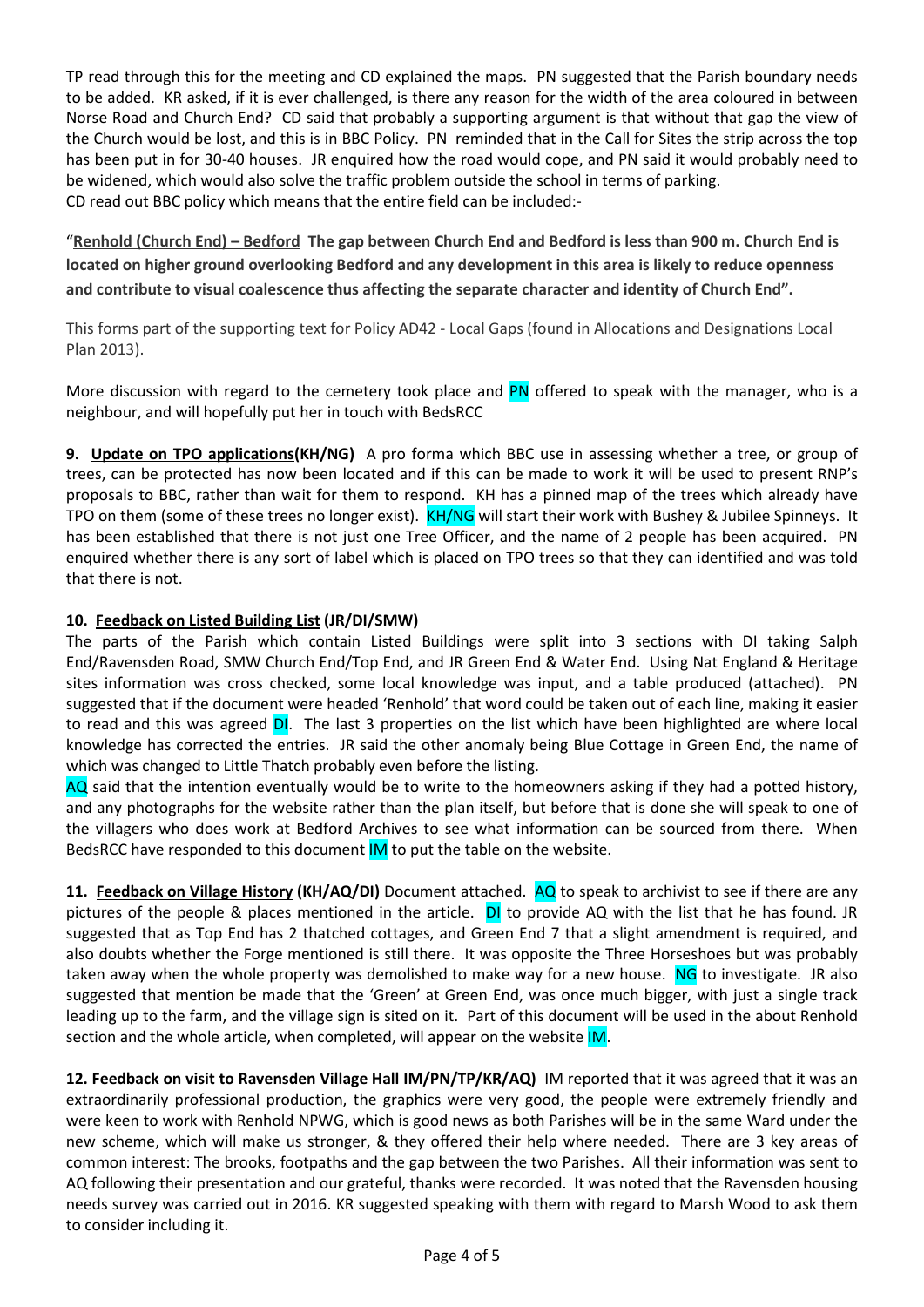TP read through this for the meeting and CD explained the maps. PN suggested that the Parish boundary needs to be added. KR asked, if it is ever challenged, is there any reason for the width of the area coloured in between Norse Road and Church End? CD said that probably a supporting argument is that without that gap the view of the Church would be lost, and this is in BBC Policy. PN reminded that in the Call for Sites the strip across the top has been put in for 30-40 houses. JR enquired how the road would cope, and PN said it would probably need to be widened, which would also solve the traffic problem outside the school in terms of parking.
CD read out BBC policy which means that the entire field can be included:-

"**Renhold (Church End) – Bedford** **The gap between Church End and Bedford is less than 900 m. Church End is located on higher ground overlooking Bedford and any development in this area is likely to reduce openness and contribute to visual coalescence thus affecting the separate character and identity of Church End".**

This forms part of the supporting text for Policy AD42 - Local Gaps (found in Allocations and Designations Local Plan 2013).

More discussion with regard to the cemetery took place and PN offered to speak with the manager, who is a neighbour, and will hopefully put her in touch with BedsRCC

**9. Update on TPO applications(KH/NG)** A pro forma which BBC use in assessing whether a tree, or group of trees, can be protected has now been located and if this can be made to work it will be used to present RNP's proposals to BBC, rather than wait for them to respond. KH has a pinned map of the trees which already have TPO on them (some of these trees no longer exist). KH/NG will start their work with Bushey & Jubilee Spinneys. It has been established that there is not just one Tree Officer, and the name of 2 people has been acquired. PN enquired whether there is any sort of label which is placed on TPO trees so that they can identified and was told that there is not.

**10. Feedback on Listed Building List (JR/DI/SMW)**
The parts of the Parish which contain Listed Buildings were split into 3 sections with DI taking Salph End/Ravensden Road, SMW Church End/Top End, and JR Green End & Water End. Using Nat England & Heritage sites information was cross checked, some local knowledge was input, and a table produced (attached). PN suggested that if the document were headed 'Renhold' that word could be taken out of each line, making it easier to read and this was agreed DI. The last 3 properties on the list which have been highlighted are where local knowledge has corrected the entries. JR said the other anomaly being Blue Cottage in Green End, the name of which was changed to Little Thatch probably even before the listing.
AQ said that the intention eventually would be to write to the homeowners asking if they had a potted history, and any photographs for the website rather than the plan itself, but before that is done she will speak to one of the villagers who does work at Bedford Archives to see what information can be sourced from there. When BedsRCC have responded to this document IM to put the table on the website.

**11. Feedback on Village History (KH/AQ/DI)** Document attached. AQ to speak to archivist to see if there are any pictures of the people & places mentioned in the article. DI to provide AQ with the list that he has found. JR suggested that as Top End has 2 thatched cottages, and Green End 7 that a slight amendment is required, and also doubts whether the Forge mentioned is still there. It was opposite the Three Horseshoes but was probably taken away when the whole property was demolished to make way for a new house. NG to investigate. JR also suggested that mention be made that the 'Green' at Green End, was once much bigger, with just a single track leading up to the farm, and the village sign is sited on it. Part of this document will be used in the about Renhold section and the whole article, when completed, will appear on the website IM.

**12. Feedback on visit to Ravensden Village Hall IM/PN/TP/KR/AQ)** IM reported that it was agreed that it was an extraordinarily professional production, the graphics were very good, the people were extremely friendly and were keen to work with Renhold NPWG, which is good news as both Parishes will be in the same Ward under the new scheme, which will make us stronger, & they offered their help where needed. There are 3 key areas of common interest: The brooks, footpaths and the gap between the two Parishes. All their information was sent to AQ following their presentation and our grateful, thanks were recorded. It was noted that the Ravensden housing needs survey was carried out in 2016. KR suggested speaking with them with regard to Marsh Wood to ask them to consider including it.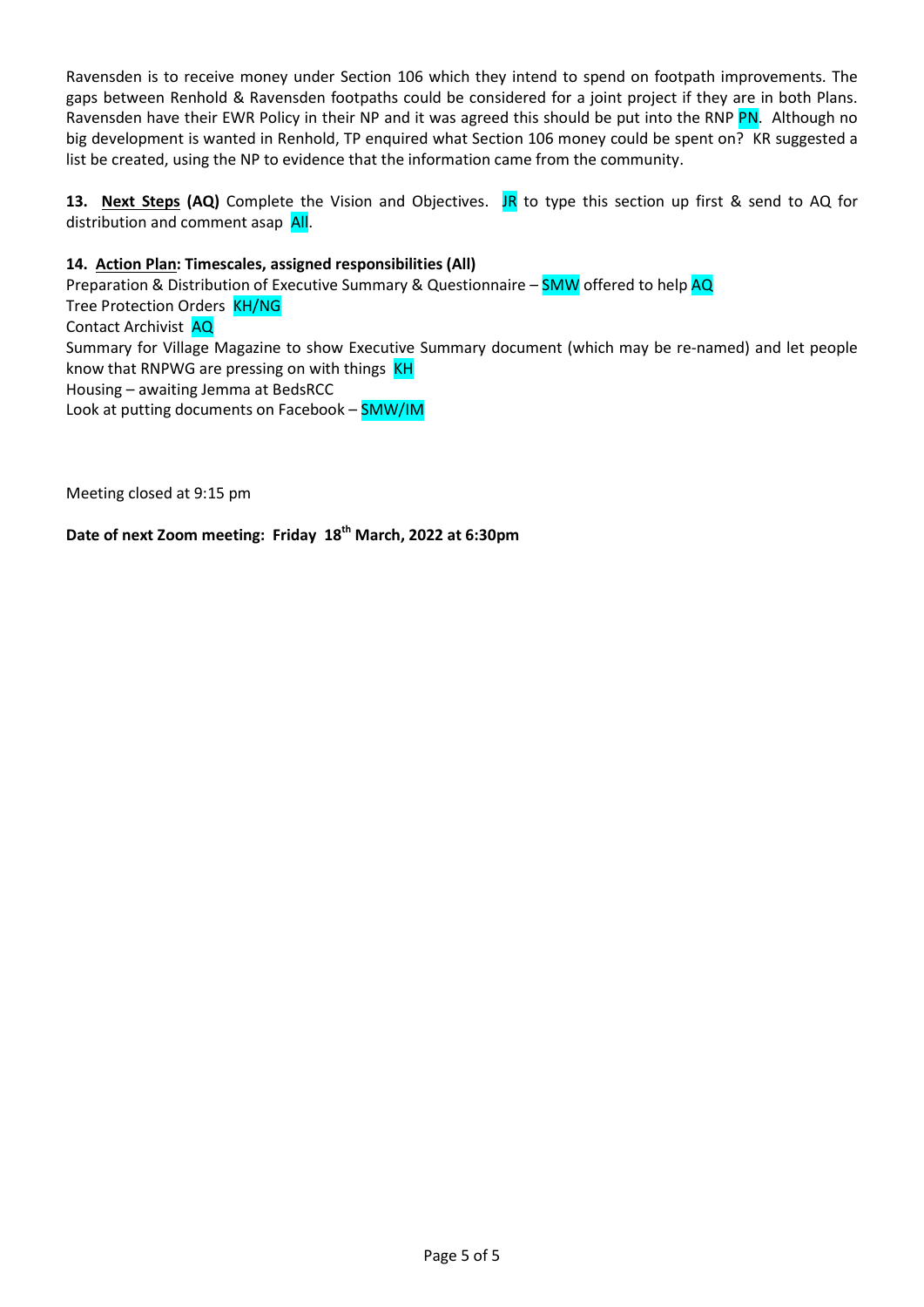Ravensden is to receive money under Section 106 which they intend to spend on footpath improvements. The gaps between Renhold & Ravensden footpaths could be considered for a joint project if they are in both Plans. Ravensden have their EWR Policy in their NP and it was agreed this should be put into the RNP PN. Although no big development is wanted in Renhold, TP enquired what Section 106 money could be spent on? KR suggested a list be created, using the NP to evidence that the information came from the community.

**13. Next Steps (AQ)** Complete the Vision and Objectives. JR to type this section up first & send to AQ for distribution and comment asap All.

**14. Action Plan: Timescales, assigned responsibilities (All)**

Preparation & Distribution of Executive Summary & Questionnaire – SMW offered to help AQ
Tree Protection Orders KH/NG
Contact Archivist AQ
Summary for Village Magazine to show Executive Summary document (which may be re-named) and let people know that RNPWG are pressing on with things KH
Housing – awaiting Jemma at BedsRCC
Look at putting documents on Facebook – SMW/IM

Meeting closed at 9:15 pm

**Date of next Zoom meeting: Friday 18th March, 2022 at 6:30pm**